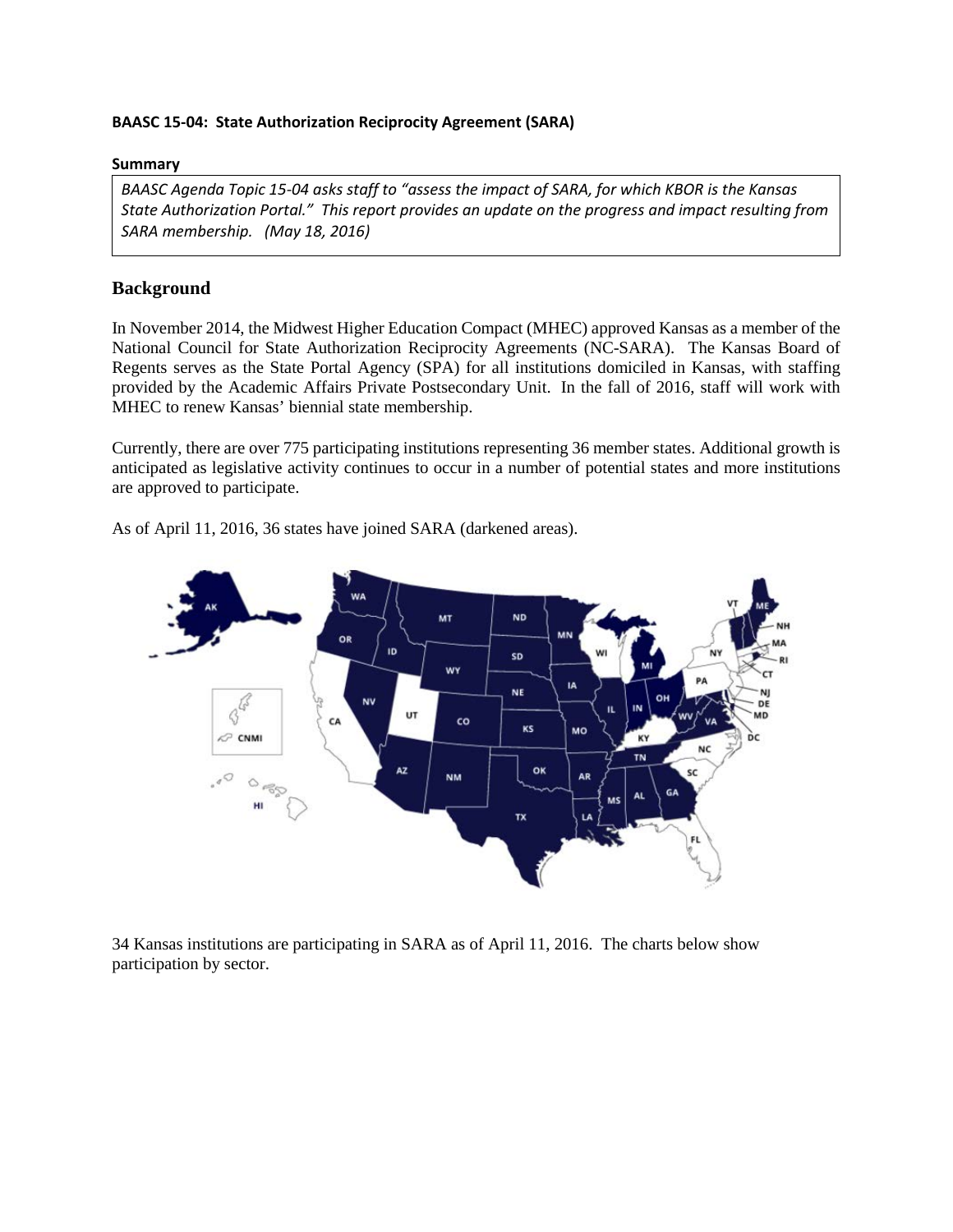**BAASC 15-04: State Authorization Reciprocity Agreement (SARA)**

**Summary**

*BAASC Agenda Topic 15-04 asks staff to "assess the impact of SARA, for which KBOR is the Kansas State Authorization Portal." This report provides an update on the progress and impact resulting from SARA membership. (May 18, 2016)*

## Background

In November 2014, the Midwest Higher Education Compact (MHEC) approved Kansas as a member of the National Council for State Authorization Reciprocity Agreements (NC-SARA). The Kansas Board of Regents serves as the State Portal Agency (SPA) for all institutions domiciled in Kansas, with staffing provided by the Academic Affairs Private Postsecondary Unit. In the fall of 2016, staff will work with MHEC to renew Kansas' biennial state membership.

Currently, there are over 775 participating institutions representing 36 member states. Additional growth is anticipated as legislative activity continues to occur in a number of potential states and more institutions are approved to participate.

As of April 11, 2016, 36 states have joined SARA (darkened areas).

34 Kansas institutions are participating in SARA as of April 11, 2016. The charts below show participation by sector.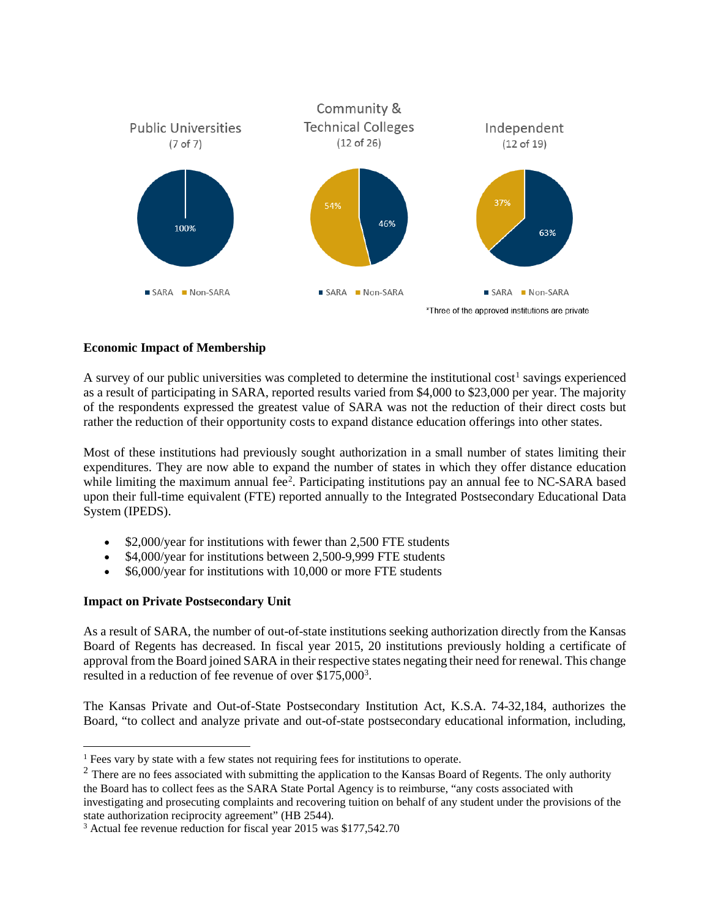Public Universities
(7 of 7)

100%

■ SARA ■ Non-SARA

Community & Technical Colleges
(12 of 26)

54% 46%

■ SARA ■ Non-SARA

Independent
(12 of 19)

37% 63%

■ SARA ■ Non-SARA

*Three of the approved institutions are private

**Economic Impact of Membership**

A survey of our public universities was completed to determine the institutional cost[1] savings experienced as a result of participating in SARA, reported results varied from $4,000 to $23,000 per year. The majority of the respondents expressed the greatest value of SARA was not the reduction of their direct costs but rather the reduction of their opportunity costs to expand distance education offerings into other states.

Most of these institutions had previously sought authorization in a small number of states limiting their expenditures. They are now able to expand the number of states in which they offer distance education while limiting the maximum annual fee[2]. Participating institutions pay an annual fee to NC-SARA based upon their full-time equivalent (FTE) reported annually to the Integrated Postsecondary Educational Data System (IPEDS).

- $2,000/year for institutions with fewer than 2,500 FTE students
- $4,000/year for institutions between 2,500-9,999 FTE students
- $6,000/year for institutions with 10,000 or more FTE students

**Impact on Private Postsecondary Unit**

As a result of SARA, the number of out-of-state institutions seeking authorization directly from the Kansas Board of Regents has decreased. In fiscal year 2015, 20 institutions previously holding a certificate of approval from the Board joined SARA in their respective states negating their need for renewal. This change resulted in a reduction of fee revenue of over $175,000[3].

The Kansas Private and Out-of-State Postsecondary Institution Act, K.S.A. 74-32,184, authorizes the Board, "to collect and analyze private and out-of-state postsecondary educational information, including,

---

[1] Fees vary by state with a few states not requiring fees for institutions to operate.

[2] There are no fees associated with submitting the application to the Kansas Board of Regents. The only authority the Board has to collect fees as the SARA State Portal Agency is to reimburse, "any costs associated with investigating and prosecuting complaints and recovering tuition on behalf of any student under the provisions of the state authorization reciprocity agreement" (HB 2544).

[3] Actual fee revenue reduction for fiscal year 2015 was $177,542.70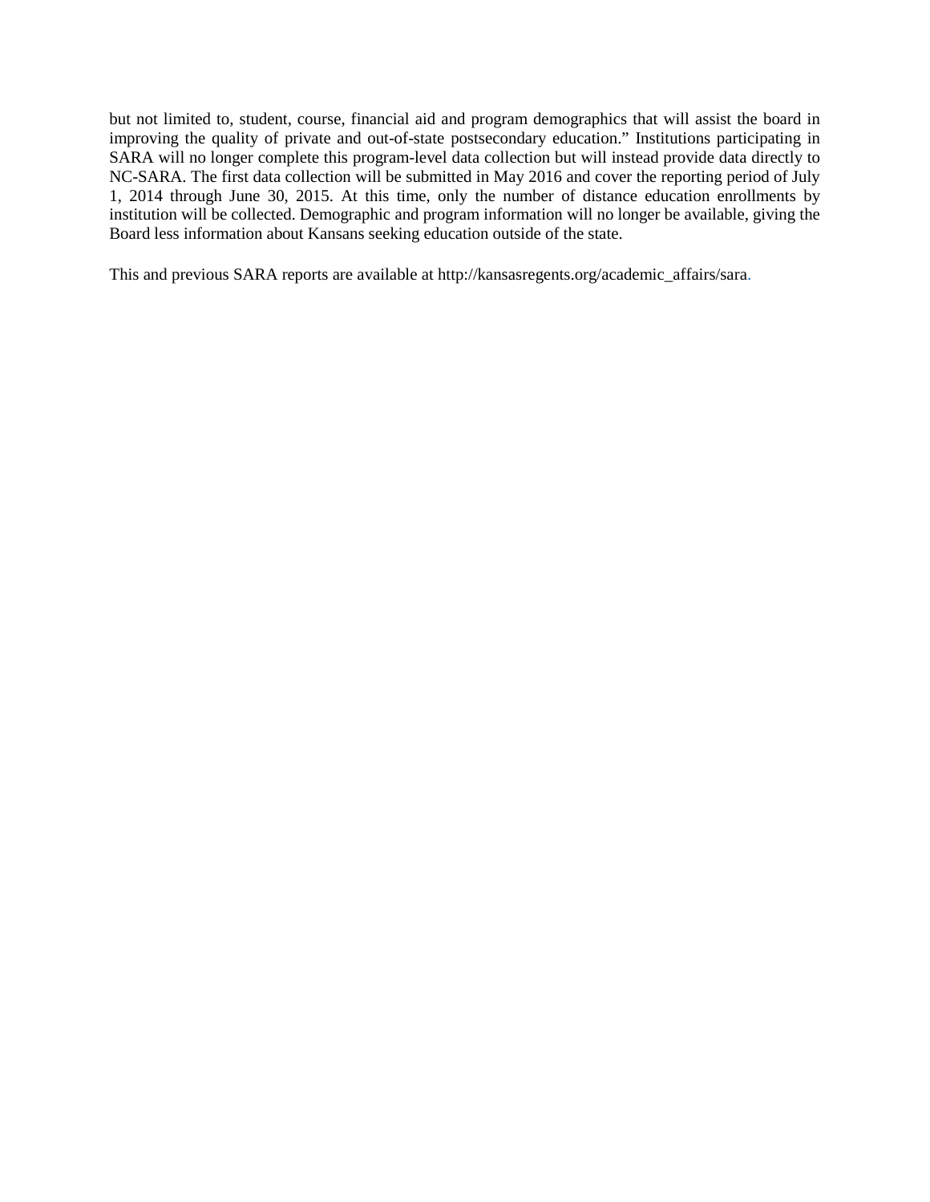but not limited to, student, course, financial aid and program demographics that will assist the board in improving the quality of private and out-of-state postsecondary education." Institutions participating in SARA will no longer complete this program-level data collection but will instead provide data directly to NC-SARA. The first data collection will be submitted in May 2016 and cover the reporting period of July 1, 2014 through June 30, 2015. At this time, only the number of distance education enrollments by institution will be collected. Demographic and program information will no longer be available, giving the Board less information about Kansans seeking education outside of the state.

This and previous SARA reports are available at http://kansasregents.org/academic_affairs/sara.